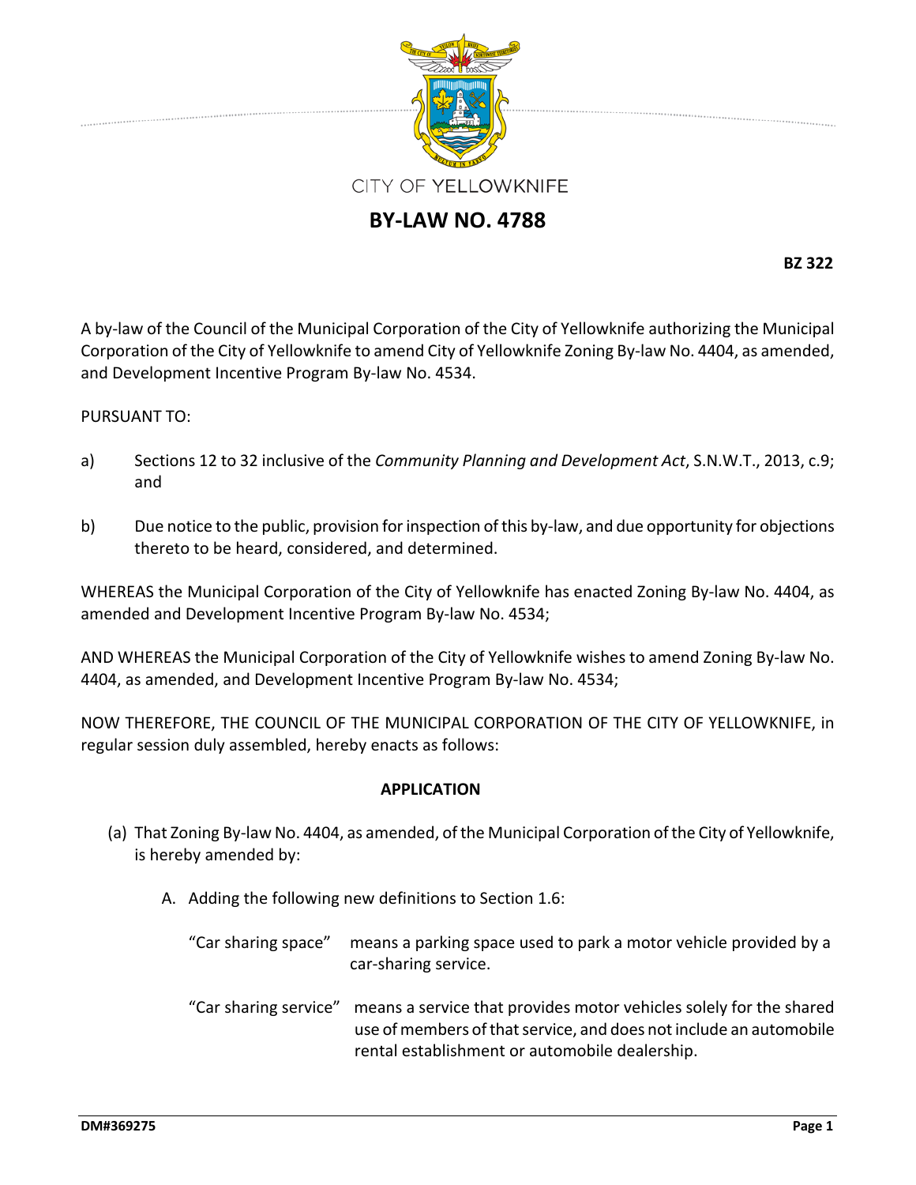CITY OF YELLOWKNIFE

# BY-LAW NO. 4788

**BZ 322**

A by-law of the Council of the Municipal Corporation of the City of Yellowknife authorizing the Municipal Corporation of the City of Yellowknife to amend City of Yellowknife Zoning By-law No. 4404, as amended, and Development Incentive Program By-law No. 4534.

PURSUANT TO:

a) Sections 12 to 32 inclusive of the *Community Planning and Development Act*, S.N.W.T., 2013, c.9; and

b) Due notice to the public, provision for inspection of this by-law, and due opportunity for objections thereto to be heard, considered, and determined.

WHEREAS the Municipal Corporation of the City of Yellowknife has enacted Zoning By-law No. 4404, as amended and Development Incentive Program By-law No. 4534;

AND WHEREAS the Municipal Corporation of the City of Yellowknife wishes to amend Zoning By-law No. 4404, as amended, and Development Incentive Program By-law No. 4534;

NOW THEREFORE, THE COUNCIL OF THE MUNICIPAL CORPORATION OF THE CITY OF YELLOWKNIFE, in regular session duly assembled, hereby enacts as follows:

## APPLICATION

(a) That Zoning By-law No. 4404, as amended, of the Municipal Corporation of the City of Yellowknife, is hereby amended by:

A. Adding the following new definitions to Section 1.6:

"Car sharing space" means a parking space used to park a motor vehicle provided by a car-sharing service.

"Car sharing service" means a service that provides motor vehicles solely for the shared use of members of that service, and does not include an automobile rental establishment or automobile dealership.

DM#369275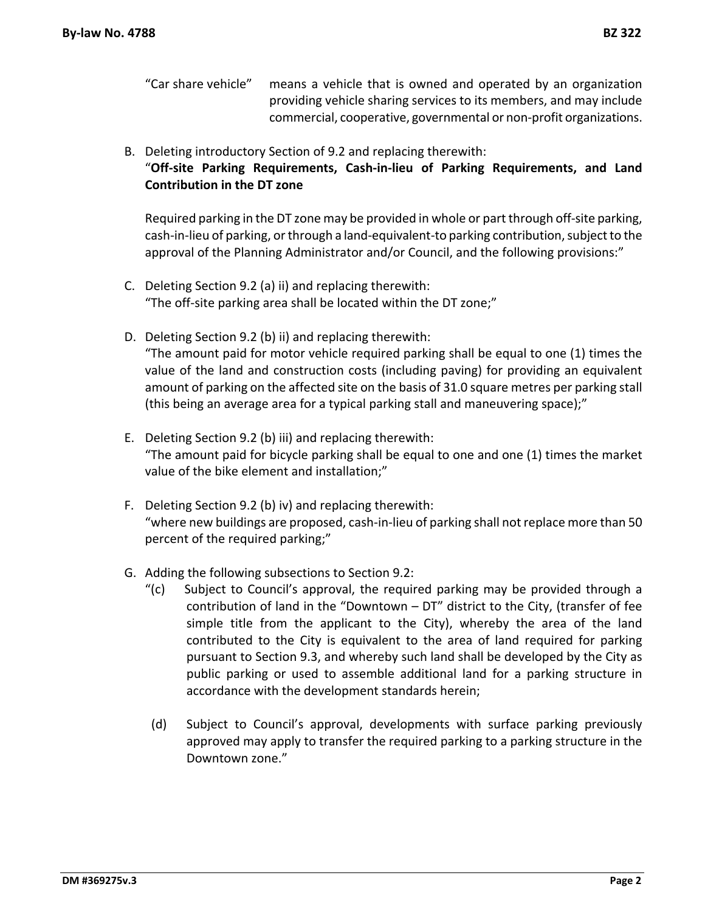"Car share vehicle" means a vehicle that is owned and operated by an organization providing vehicle sharing services to its members, and may include commercial, cooperative, governmental or non-profit organizations.

B. Deleting introductory Section of 9.2 and replacing therewith:
"**Off-site Parking Requirements, Cash-in-lieu of Parking Requirements, and Land Contribution in the DT zone**

Required parking in the DT zone may be provided in whole or part through off-site parking, cash-in-lieu of parking, or through a land-equivalent-to parking contribution, subject to the approval of the Planning Administrator and/or Council, and the following provisions:"

C. Deleting Section 9.2 (a) ii) and replacing therewith:
"The off-site parking area shall be located within the DT zone;"

D. Deleting Section 9.2 (b) ii) and replacing therewith:
"The amount paid for motor vehicle required parking shall be equal to one (1) times the value of the land and construction costs (including paving) for providing an equivalent amount of parking on the affected site on the basis of 31.0 square metres per parking stall (this being an average area for a typical parking stall and maneuvering space);"

E. Deleting Section 9.2 (b) iii) and replacing therewith:
"The amount paid for bicycle parking shall be equal to one and one (1) times the market value of the bike element and installation;"

F. Deleting Section 9.2 (b) iv) and replacing therewith:
"where new buildings are proposed, cash-in-lieu of parking shall not replace more than 50 percent of the required parking;"

G. Adding the following subsections to Section 9.2:
"(c) Subject to Council's approval, the required parking may be provided through a contribution of land in the "Downtown – DT" district to the City, (transfer of fee simple title from the applicant to the City), whereby the area of the land contributed to the City is equivalent to the area of land required for parking pursuant to Section 9.3, and whereby such land shall be developed by the City as public parking or used to assemble additional land for a parking structure in accordance with the development standards herein;

(d) Subject to Council's approval, developments with surface parking previously approved may apply to transfer the required parking to a parking structure in the Downtown zone."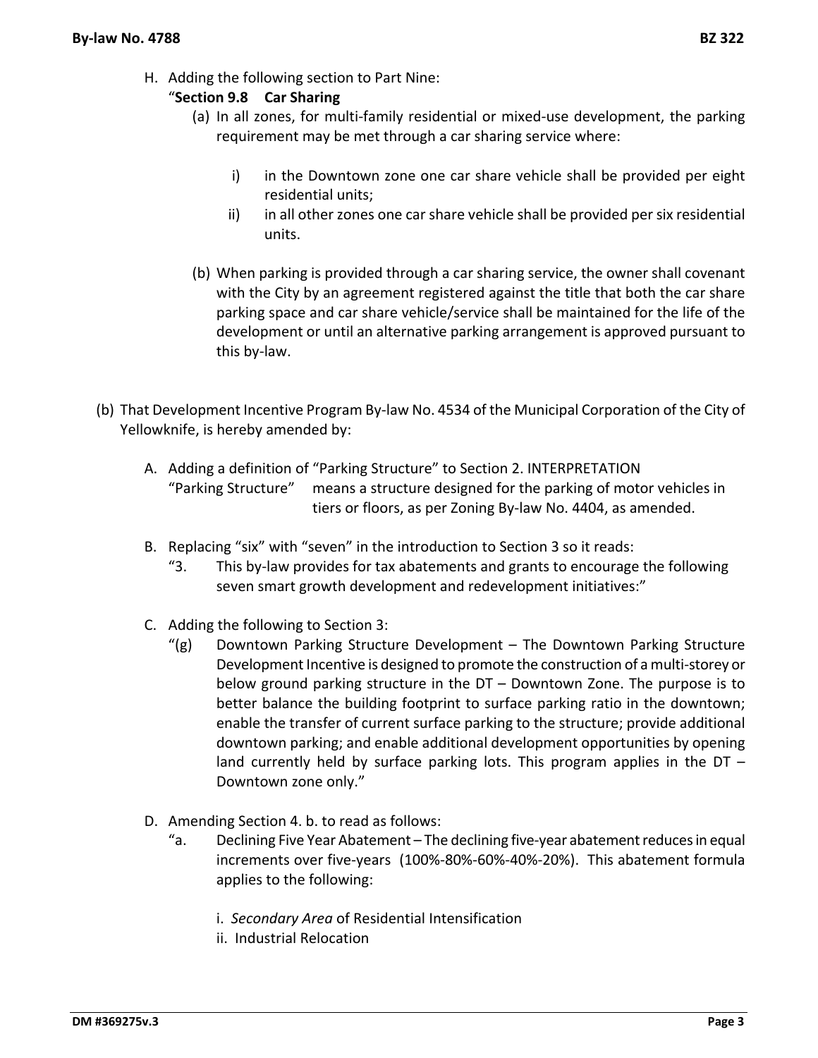H. Adding the following section to Part Nine:

"**Section 9.8 Car Sharing**

(a) In all zones, for multi-family residential or mixed-use development, the parking requirement may be met through a car sharing service where:

i) in the Downtown zone one car share vehicle shall be provided per eight residential units;

ii) in all other zones one car share vehicle shall be provided per six residential units.

(b) When parking is provided through a car sharing service, the owner shall covenant with the City by an agreement registered against the title that both the car share parking space and car share vehicle/service shall be maintained for the life of the development or until an alternative parking arrangement is approved pursuant to this by-law.

(b) That Development Incentive Program By-law No. 4534 of the Municipal Corporation of the City of Yellowknife, is hereby amended by:

A. Adding a definition of "Parking Structure" to Section 2. INTERPRETATION

"Parking Structure" means a structure designed for the parking of motor vehicles in tiers or floors, as per Zoning By-law No. 4404, as amended.

B. Replacing "six" with "seven" in the introduction to Section 3 so it reads:

"3. This by-law provides for tax abatements and grants to encourage the following seven smart growth development and redevelopment initiatives:"

C. Adding the following to Section 3:

"(g) Downtown Parking Structure Development – The Downtown Parking Structure Development Incentive is designed to promote the construction of a multi-storey or below ground parking structure in the DT – Downtown Zone. The purpose is to better balance the building footprint to surface parking ratio in the downtown; enable the transfer of current surface parking to the structure; provide additional downtown parking; and enable additional development opportunities by opening land currently held by surface parking lots. This program applies in the DT – Downtown zone only."

D. Amending Section 4. b. to read as follows:

"a. Declining Five Year Abatement – The declining five-year abatement reduces in equal increments over five-years (100%-80%-60%-40%-20%). This abatement formula applies to the following:

i. *Secondary Area* of Residential Intensification

ii. Industrial Relocation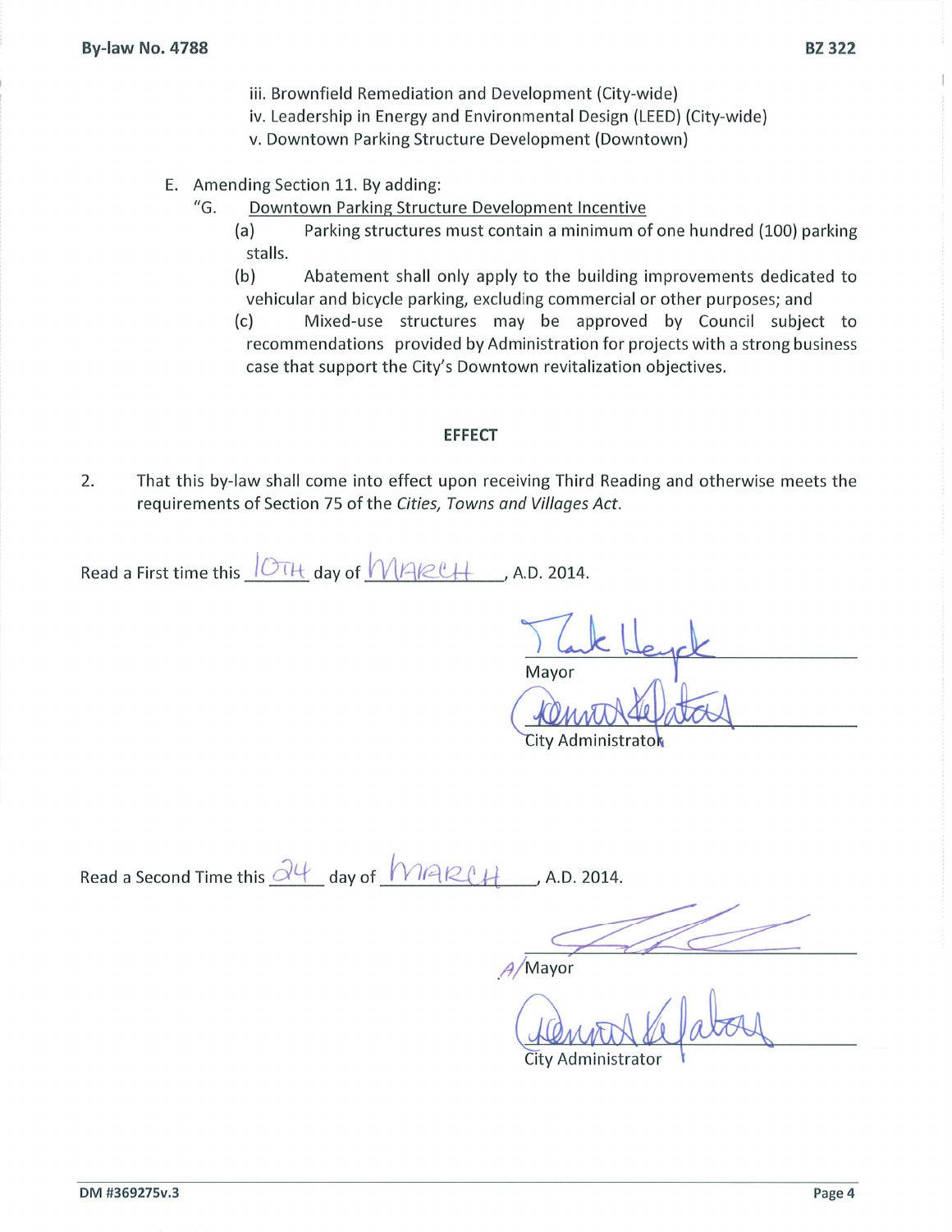iii. Brownfield Remediation and Development (City-wide)
iv. Leadership in Energy and Environmental Design (LEED) (City-wide)
v. Downtown Parking Structure Development (Downtown)

E. Amending Section 11. By adding:

"G. Downtown Parking Structure Development Incentive

(a) Parking structures must contain a minimum of one hundred (100) parking stalls.

(b) Abatement shall only apply to the building improvements dedicated to vehicular and bicycle parking, excluding commercial or other purposes; and

(c) Mixed-use structures may be approved by Council subject to recommendations provided by Administration for projects with a strong business case that support the City's Downtown revitalization objectives.

### EFFECT

2. That this by-law shall come into effect upon receiving Third Reading and otherwise meets the requirements of Section 75 of the *Cities, Towns and Villages Act*.

Read a First time this 10TH day of MARCH, A.D. 2014.

Mayor

City Administrator

Read a Second Time this 24 day of MARCH, A.D. 2014.

A/ Mayor

City Administrator

DM #369275v.3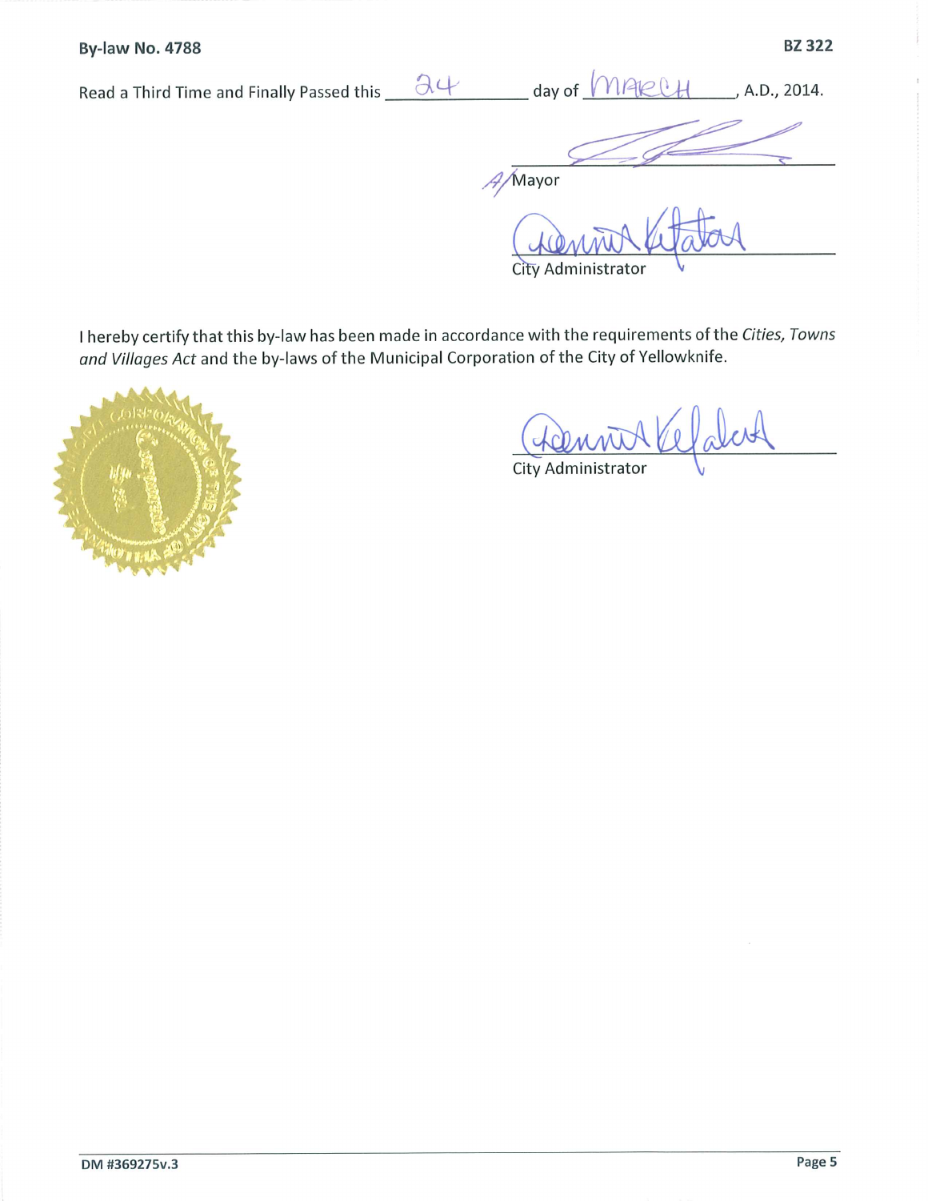**By-law No. 4788** **BZ 322**

Read a Third Time and Finally Passed this 24 day of MARCH, A.D., 2014.

A/Mayor

City Administrator

I hereby certify that this by-law has been made in accordance with the requirements of the *Cities, Towns and Villages Act* and the by-laws of the Municipal Corporation of the City of Yellowknife.

City Administrator

DM #369275v.3